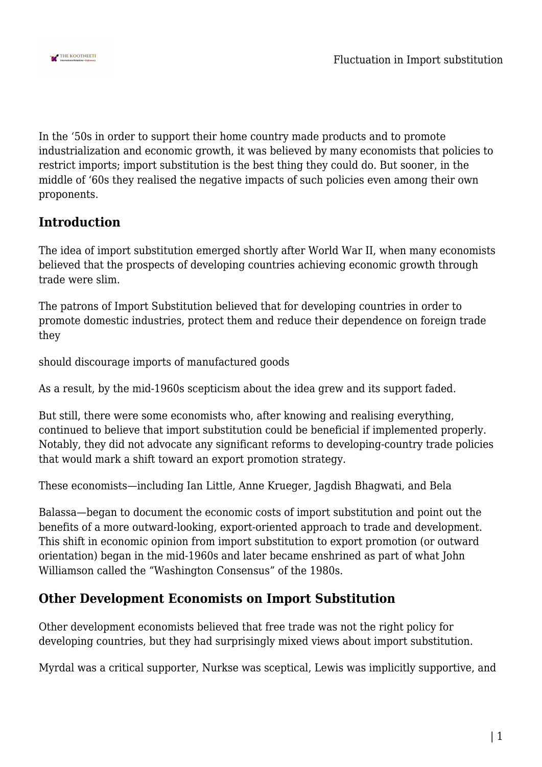In the '50s in order to support their home country made products and to promote industrialization and economic growth, it was believed by many economists that policies to restrict imports; import substitution is the best thing they could do. But sooner, in the middle of '60s they realised the negative impacts of such policies even among their own proponents.

## Introduction

The idea of import substitution emerged shortly after World War II, when many economists believed that the prospects of developing countries achieving economic growth through trade were slim.

The patrons of Import Substitution believed that for developing countries in order to promote domestic industries, protect them and reduce their dependence on foreign trade they

should discourage imports of manufactured goods

As a result, by the mid-1960s scepticism about the idea grew and its support faded.

But still, there were some economists who, after knowing and realising everything, continued to believe that import substitution could be beneficial if implemented properly. Notably, they did not advocate any significant reforms to developing-country trade policies that would mark a shift toward an export promotion strategy.

These economists—including Ian Little, Anne Krueger, Jagdish Bhagwati, and Bela

Balassa—began to document the economic costs of import substitution and point out the benefits of a more outward-looking, export-oriented approach to trade and development. This shift in economic opinion from import substitution to export promotion (or outward orientation) began in the mid-1960s and later became enshrined as part of what John Williamson called the "Washington Consensus" of the 1980s.

## Other Development Economists on Import Substitution

Other development economists believed that free trade was not the right policy for developing countries, but they had surprisingly mixed views about import substitution.

Myrdal was a critical supporter, Nurkse was sceptical, Lewis was implicitly supportive, and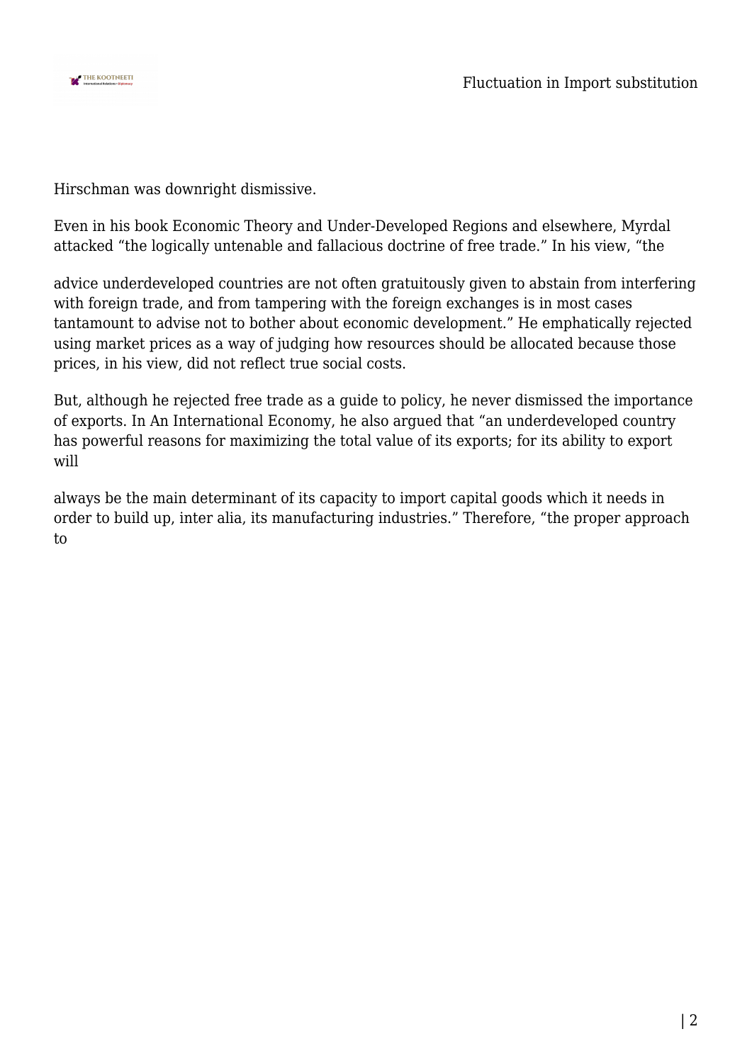Hirschman was downright dismissive.

Even in his book Economic Theory and Under-Developed Regions and elsewhere, Myrdal attacked "the logically untenable and fallacious doctrine of free trade." In his view, "the

advice underdeveloped countries are not often gratuitously given to abstain from interfering with foreign trade, and from tampering with the foreign exchanges is in most cases tantamount to advise not to bother about economic development." He emphatically rejected using market prices as a way of judging how resources should be allocated because those prices, in his view, did not reflect true social costs.

But, although he rejected free trade as a guide to policy, he never dismissed the importance of exports. In An International Economy, he also argued that "an underdeveloped country has powerful reasons for maximizing the total value of its exports; for its ability to export will

always be the main determinant of its capacity to import capital goods which it needs in order to build up, inter alia, its manufacturing industries." Therefore, "the proper approach to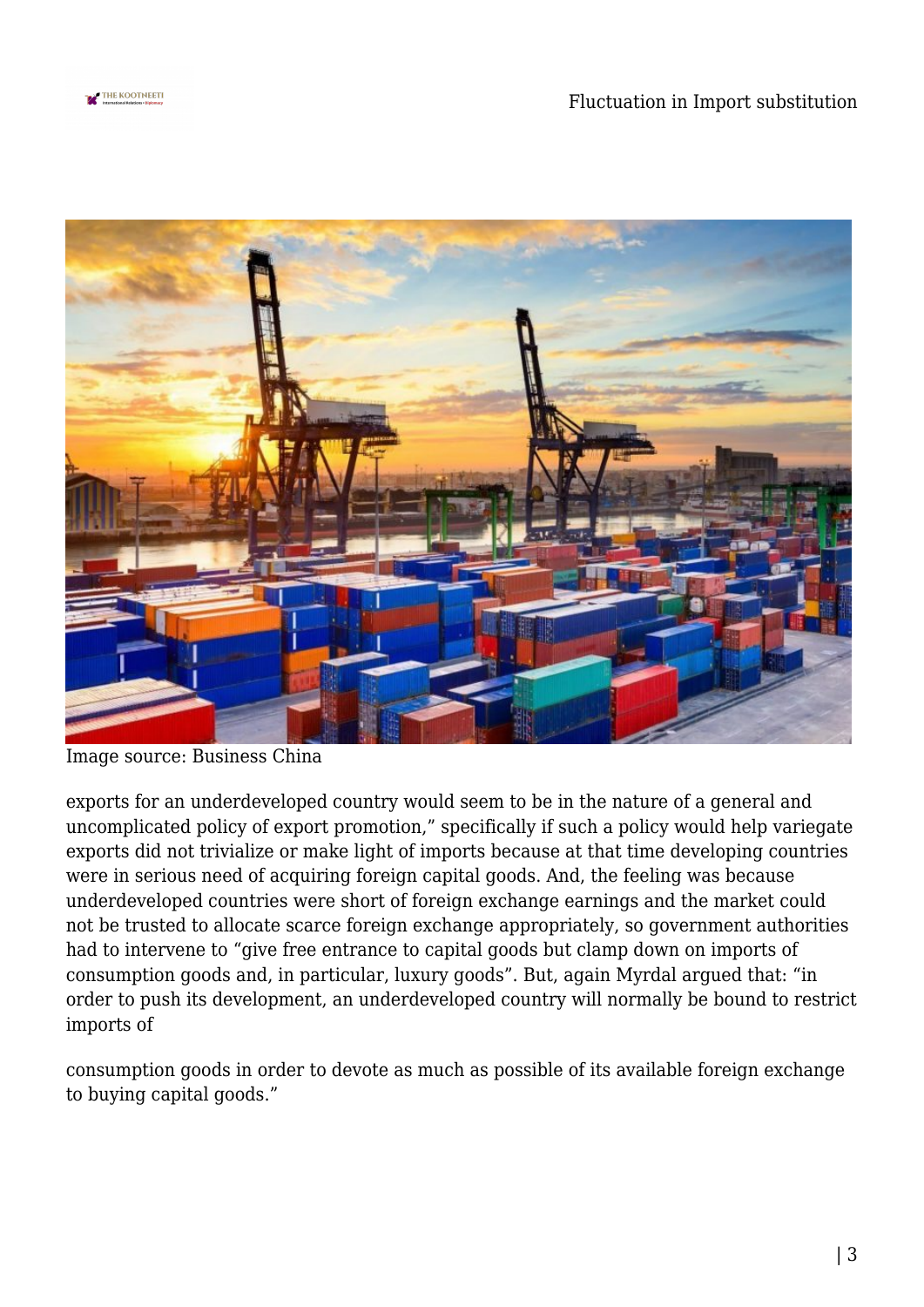Image source: Business China

exports for an underdeveloped country would seem to be in the nature of a general and uncomplicated policy of export promotion," specifically if such a policy would help variegate exports did not trivialize or make light of imports because at that time developing countries were in serious need of acquiring foreign capital goods. And, the feeling was because underdeveloped countries were short of foreign exchange earnings and the market could not be trusted to allocate scarce foreign exchange appropriately, so government authorities had to intervene to "give free entrance to capital goods but clamp down on imports of consumption goods and, in particular, luxury goods". But, again Myrdal argued that: "in order to push its development, an underdeveloped country will normally be bound to restrict imports of

consumption goods in order to devote as much as possible of its available foreign exchange to buying capital goods."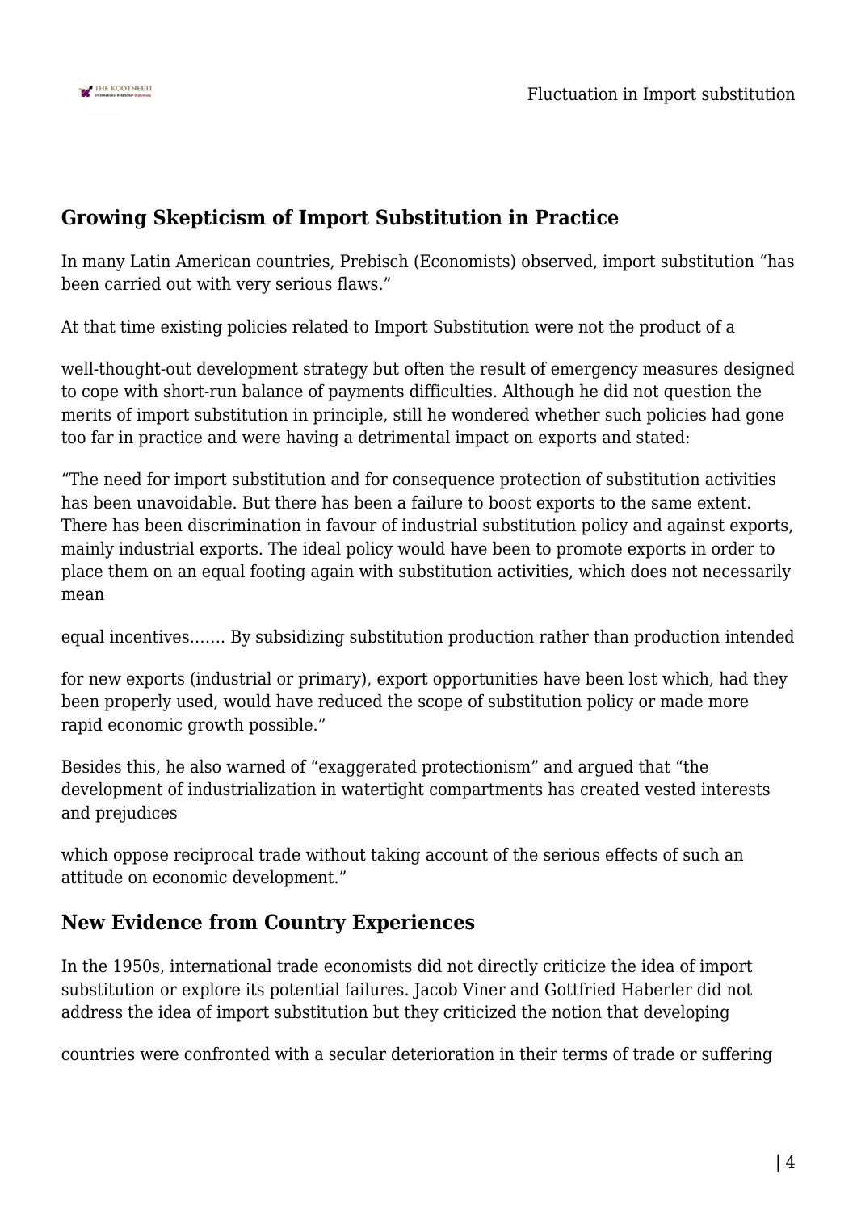## Growing Skepticism of Import Substitution in Practice

In many Latin American countries, Prebisch (Economists) observed, import substitution "has been carried out with very serious flaws."

At that time existing policies related to Import Substitution were not the product of a well-thought-out development strategy but often the result of emergency measures designed to cope with short-run balance of payments difficulties. Although he did not question the merits of import substitution in principle, still he wondered whether such policies had gone too far in practice and were having a detrimental impact on exports and stated:

"The need for import substitution and for consequence protection of substitution activities has been unavoidable. But there has been a failure to boost exports to the same extent. There has been discrimination in favour of industrial substitution policy and against exports, mainly industrial exports. The ideal policy would have been to promote exports in order to place them on an equal footing again with substitution activities, which does not necessarily mean equal incentives……. By subsidizing substitution production rather than production intended for new exports (industrial or primary), export opportunities have been lost which, had they been properly used, would have reduced the scope of substitution policy or made more rapid economic growth possible."

Besides this, he also warned of "exaggerated protectionism" and argued that "the development of industrialization in watertight compartments has created vested interests and prejudices which oppose reciprocal trade without taking account of the serious effects of such an attitude on economic development."

## New Evidence from Country Experiences

In the 1950s, international trade economists did not directly criticize the idea of import substitution or explore its potential failures. Jacob Viner and Gottfried Haberler did not address the idea of import substitution but they criticized the notion that developing countries were confronted with a secular deterioration in their terms of trade or suffering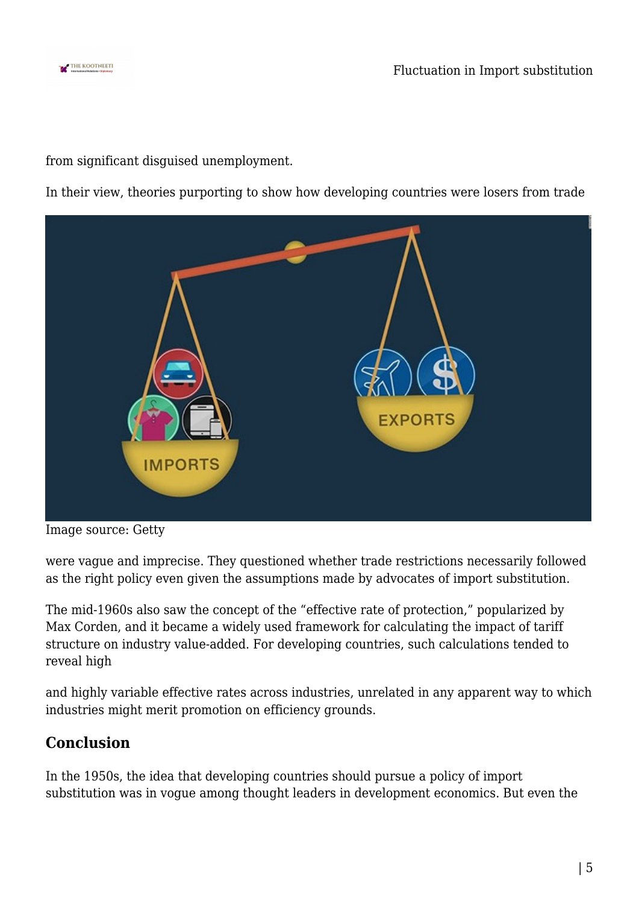from significant disguised unemployment.

In their view, theories purporting to show how developing countries were losers from trade

Image source: Getty

were vague and imprecise. They questioned whether trade restrictions necessarily followed as the right policy even given the assumptions made by advocates of import substitution.

The mid-1960s also saw the concept of the "effective rate of protection," popularized by Max Corden, and it became a widely used framework for calculating the impact of tariff structure on industry value-added. For developing countries, such calculations tended to reveal high

and highly variable effective rates across industries, unrelated in any apparent way to which industries might merit promotion on efficiency grounds.

## Conclusion

In the 1950s, the idea that developing countries should pursue a policy of import substitution was in vogue among thought leaders in development economics. But even the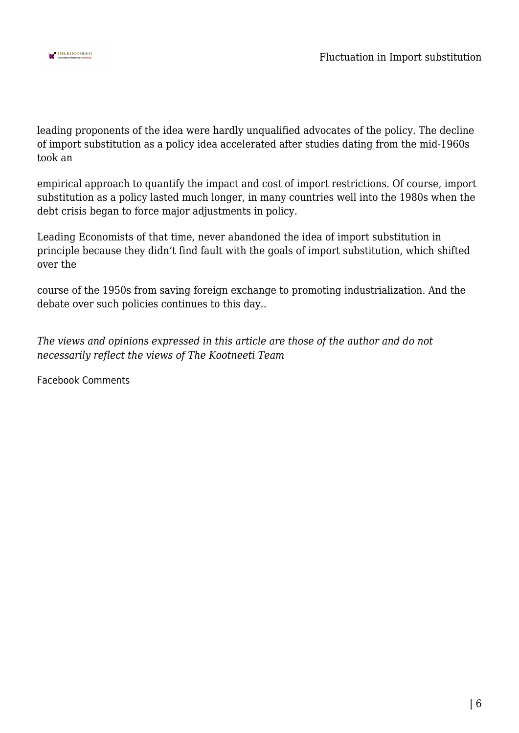leading proponents of the idea were hardly unqualified advocates of the policy. The decline of import substitution as a policy idea accelerated after studies dating from the mid-1960s took an empirical approach to quantify the impact and cost of import restrictions. Of course, import substitution as a policy lasted much longer, in many countries well into the 1980s when the debt crisis began to force major adjustments in policy.

Leading Economists of that time, never abandoned the idea of import substitution in principle because they didn't find fault with the goals of import substitution, which shifted over the course of the 1950s from saving foreign exchange to promoting industrialization. And the debate over such policies continues to this day..

*The views and opinions expressed in this article are those of the author and do not necessarily reflect the views of The Kootneeti Team*

Facebook Comments